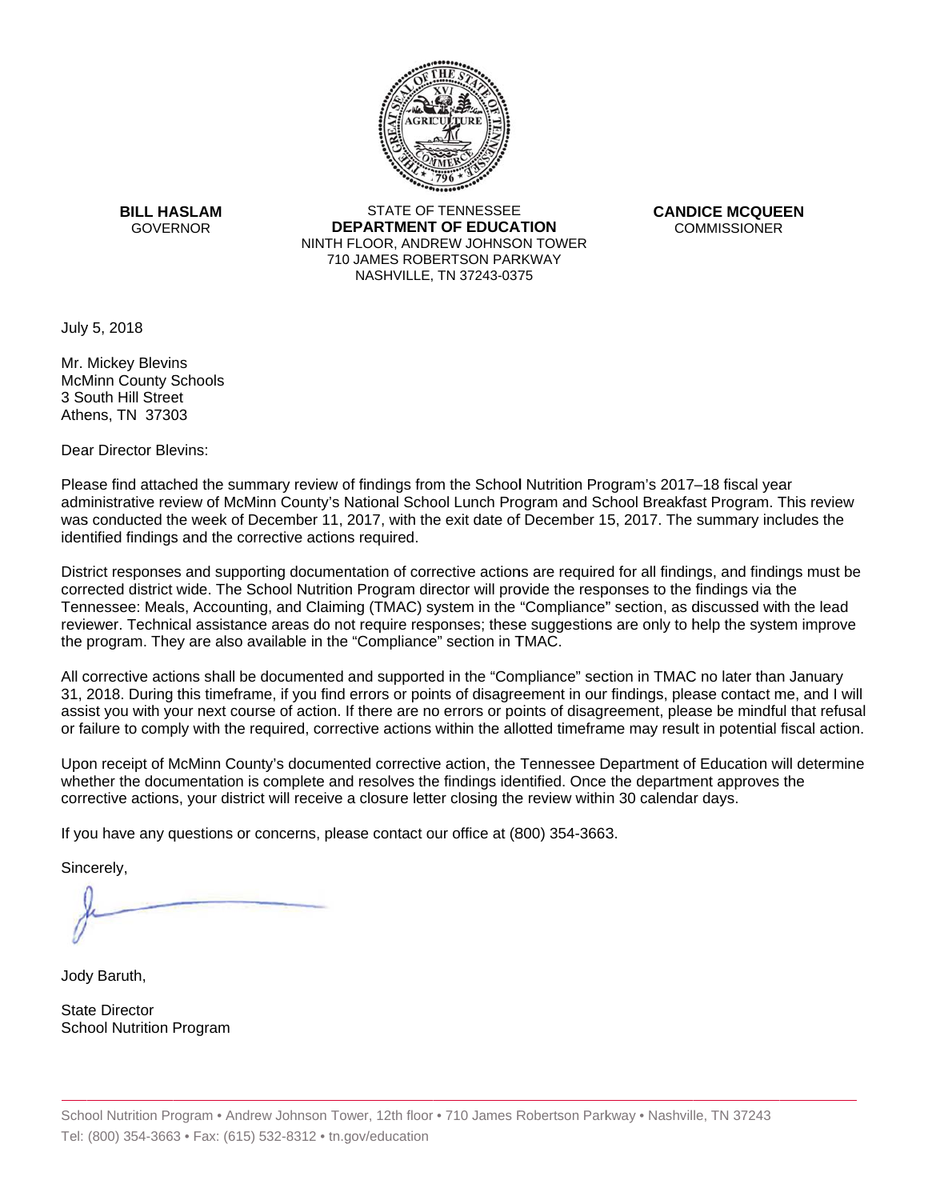**BILL HASLAM**
GOVERNOR

STATE OF TENNESSEE
**DEPARTMENT OF EDUCATION**
NINTH FLOOR, ANDREW JOHNSON TOWER
710 JAMES ROBERTSON PARKWAY
NASHVILLE, TN 37243-0375

**CANDICE MCQUEEN**
COMMISSIONER

July 5, 2018

Mr. Mickey Blevins
McMinn County Schools
3 South Hill Street
Athens, TN 37303

Dear Director Blevins:

Please find attached the summary review of findings from the School Nutrition Program's 2017–18 fiscal year administrative review of McMinn County's National School Lunch Program and School Breakfast Program. This review was conducted the week of December 11, 2017, with the exit date of December 15, 2017. The summary includes the identified findings and the corrective actions required.

District responses and supporting documentation of corrective actions are required for all findings, and findings must be corrected district wide. The School Nutrition Program director will provide the responses to the findings via the Tennessee: Meals, Accounting, and Claiming (TMAC) system in the "Compliance" section, as discussed with the lead reviewer. Technical assistance areas do not require responses; these suggestions are only to help the system improve the program. They are also available in the "Compliance" section in TMAC.

All corrective actions shall be documented and supported in the "Compliance" section in TMAC no later than January 31, 2018. During this timeframe, if you find errors or points of disagreement in our findings, please contact me, and I will assist you with your next course of action. If there are no errors or points of disagreement, please be mindful that refusal or failure to comply with the required, corrective actions within the allotted timeframe may result in potential fiscal action.

Upon receipt of McMinn County's documented corrective action, the Tennessee Department of Education will determine whether the documentation is complete and resolves the findings identified. Once the department approves the corrective actions, your district will receive a closure letter closing the review within 30 calendar days.

If you have any questions or concerns, please contact our office at (800) 354-3663.

Sincerely,

Jody Baruth,

State Director
School Nutrition Program

School Nutrition Program • Andrew Johnson Tower, 12th floor • 710 James Robertson Parkway • Nashville, TN 37243
Tel: (800) 354-3663 • Fax: (615) 532-8312 • tn.gov/education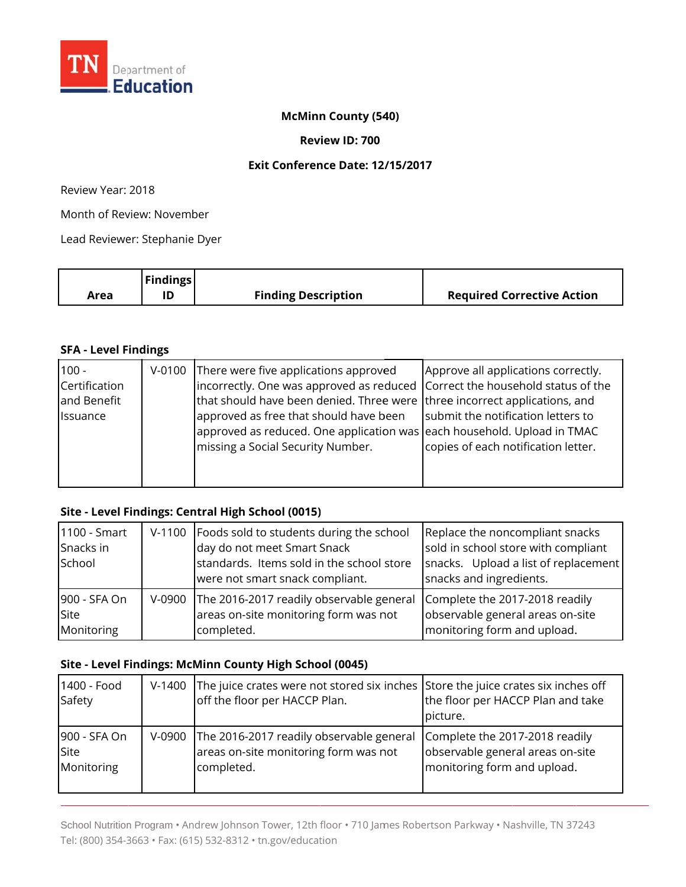TN Department of Education

**McMinn County (540)**

**Review ID: 700**

**Exit Conference Date: 12/15/2017**

Review Year: 2018

Month of Review: November

Lead Reviewer: Stephanie Dyer

| Area | Findings ID | Finding Description | Required Corrective Action |
|---|---|---|---|

**SFA - Level Findings**

| | | | |
|---|---|---|---|
| 100 - Certification and Benefit Issuance | V-0100 | There were five applications approved incorrectly. One was approved as reduced that should have been denied. Three were approved as free that should have been approved as reduced. One application was missing a Social Security Number. | Approve all applications correctly. Correct the household status of the three incorrect applications, and submit the notification letters to each household. Upload in TMAC copies of each notification letter. |

**Site - Level Findings: Central High School (0015)**

| | | | |
|---|---|---|---|
| 1100 - Smart Snacks in School | V-1100 | Foods sold to students during the school day do not meet Smart Snack standards. Items sold in the school store were not smart snack compliant. | Replace the noncompliant snacks sold in school store with compliant snacks. Upload a list of replacement snacks and ingredients. |
| 900 - SFA On Site Monitoring | V-0900 | The 2016-2017 readily observable general areas on-site monitoring form was not completed. | Complete the 2017-2018 readily observable general areas on-site monitoring form and upload. |

**Site - Level Findings: McMinn County High School (0045)**

| | | | |
|---|---|---|---|
| 1400 - Food Safety | V-1400 | The juice crates were not stored six inches off the floor per HACCP Plan. | Store the juice crates six inches off the floor per HACCP Plan and take picture. |
| 900 - SFA On Site Monitoring | V-0900 | The 2016-2017 readily observable general areas on-site monitoring form was not completed. | Complete the 2017-2018 readily observable general areas on-site monitoring form and upload. |

School Nutrition Program • Andrew Johnson Tower, 12th floor • 710 James Robertson Parkway • Nashville, TN 37243
Tel: (800) 354-3663 • Fax: (615) 532-8312 • tn.gov/education